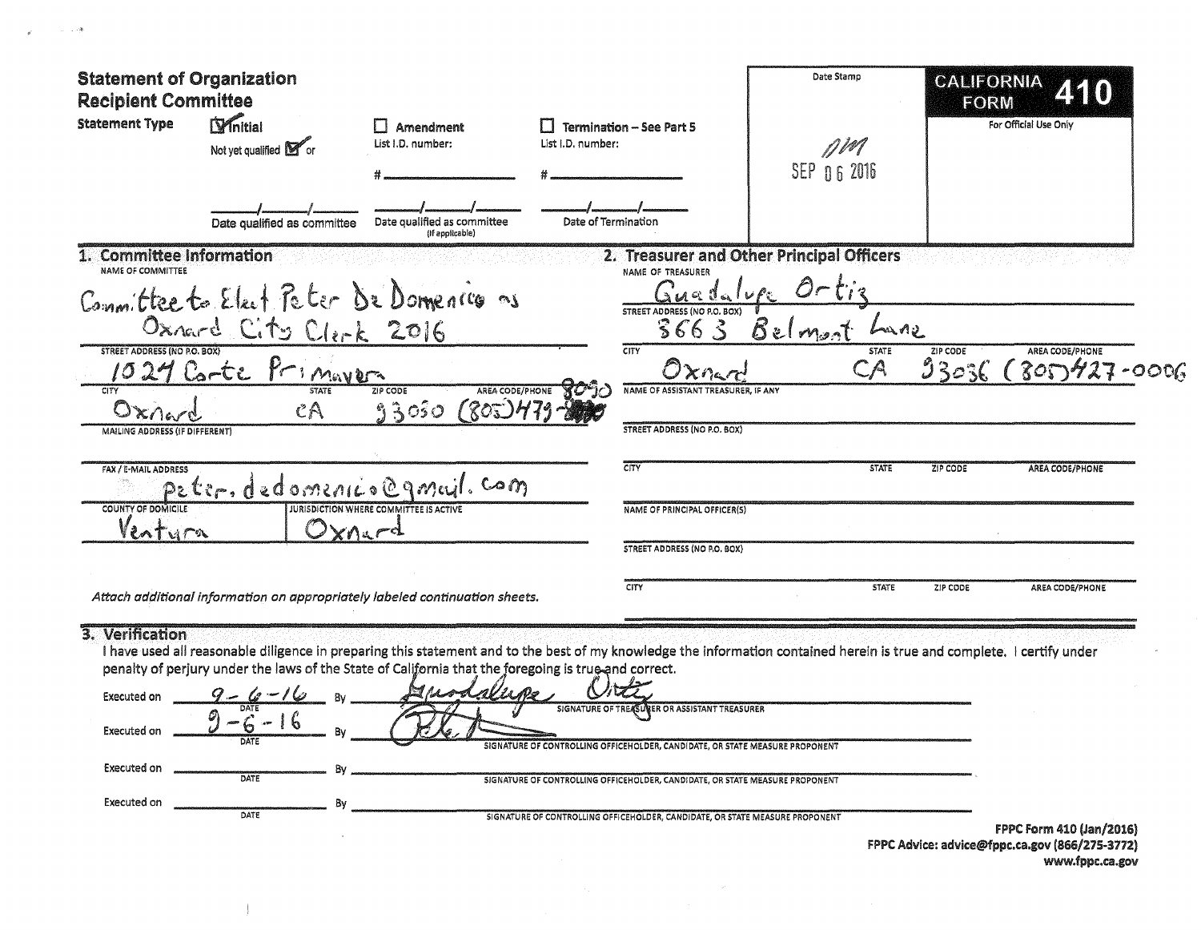# Statement of Organization
# Recipient Committee

**CALIFORNIA FORM 410**

For Official Use Only

Date Stamp

DM
SEP 06 2016

**Statement Type**

- [x] Initial — Not yet qualified [x] or ___/___/___ Date qualified as committee
- [ ] Amendment — List I.D. number: #_______ ___/___/___ Date qualified as committee (If applicable)
- [ ] Termination – See Part 5 — List I.D. number: #_______ ___/___/___ Date of Termination

## 1. Committee Information

**NAME OF COMMITTEE**
Committee to Elect Peter De Domenico as Oxnard City Clerk 2016

**STREET ADDRESS (NO P.O. BOX)**
1024 Corte Primavera

| CITY | STATE | ZIP CODE | AREA CODE/PHONE |
|---|---|---|---|
| Oxnard | CA | 93030 | (805) 479-8090 |

**MAILING ADDRESS (IF DIFFERENT)**

**FAX / E-MAIL ADDRESS**
peter.dedomenico@gmail.com

| COUNTY OF DOMICILE | JURISDICTION WHERE COMMITTEE IS ACTIVE |
|---|---|
| Ventura | Oxnard |

*Attach additional information on appropriately labeled continuation sheets.*

## 2. Treasurer and Other Principal Officers

**NAME OF TREASURER**
Guadalupe Ortiz

**STREET ADDRESS (NO P.O. BOX)**
3663 Belmont Lane

| CITY | STATE | ZIP CODE | AREA CODE/PHONE |
|---|---|---|---|
| Oxnard | CA | 93036 | (805) 427-0006 |

**NAME OF ASSISTANT TREASURER, IF ANY**

**STREET ADDRESS (NO P.O. BOX)**

| CITY | STATE | ZIP CODE | AREA CODE/PHONE |
|---|---|---|---|
| | | | |

**NAME OF PRINCIPAL OFFICER(S)**

**STREET ADDRESS (NO P.O. BOX)**

| CITY | STATE | ZIP CODE | AREA CODE/PHONE |
|---|---|---|---|
| | | | |

## 3. Verification

I have used all reasonable diligence in preparing this statement and to the best of my knowledge the information contained herein is true and complete. I certify under penalty of perjury under the laws of the State of California that the foregoing is true and correct.

Executed on 9-6-16 (DATE) By *Guadalupe Ortiz* — SIGNATURE OF TREASURER OR ASSISTANT TREASURER

Executed on 9-6-16 (DATE) By *[signature]* — SIGNATURE OF CONTROLLING OFFICEHOLDER, CANDIDATE, OR STATE MEASURE PROPONENT

Executed on ________ (DATE) By ________ — SIGNATURE OF CONTROLLING OFFICEHOLDER, CANDIDATE, OR STATE MEASURE PROPONENT

Executed on ________ (DATE) By ________ — SIGNATURE OF CONTROLLING OFFICEHOLDER, CANDIDATE, OR STATE MEASURE PROPONENT

FPPC Form 410 (Jan/2016)
FPPC Advice: advice@fppc.ca.gov (866/275-3772)
www.fppc.ca.gov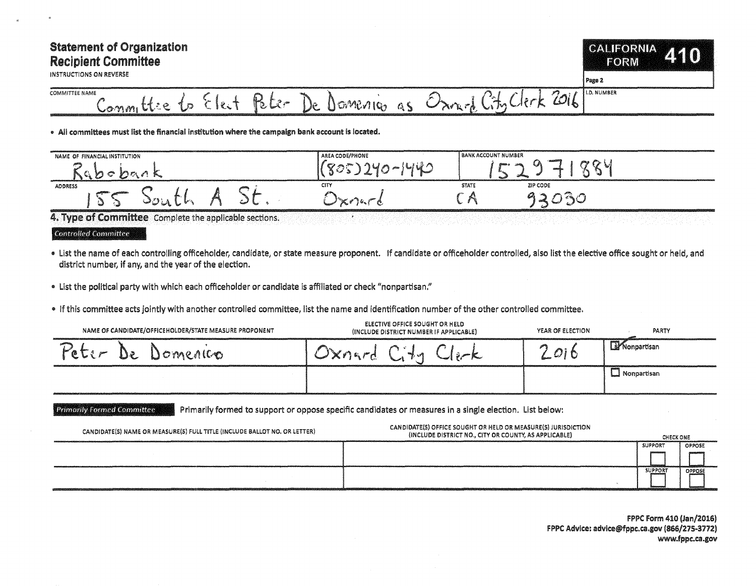# Statement of Organization
## Recipient Committee

INSTRUCTIONS ON REVERSE

**CALIFORNIA FORM 410**

Page 2

| COMMITTEE NAME | I.D. NUMBER |
|---|---|
| Committee to Elect Peter De Domenico as Oxnard City Clerk 2016 | |

- **All committees must list the financial institution where the campaign bank account is located.**

| NAME OF FINANCIAL INSTITUTION | AREA CODE/PHONE | BANK ACCOUNT NUMBER | |
|---|---|---|---|
| Rabobank | (805) 240-1440 | 152971884 | |
| **ADDRESS** | **CITY** | **STATE** | **ZIP CODE** |
| 155 South A St. | Oxnard | CA | 93030 |

## 4. Type of Committee

Complete the applicable sections.

### Controlled Committee

- List the name of each controlling officeholder, candidate, or state measure proponent. If candidate or officeholder controlled, also list the elective office sought or held, and district number, if any, and the year of the election.
- List the political party with which each officeholder or candidate is affiliated or check "nonpartisan."
- If this committee acts jointly with another controlled committee, list the name and identification number of the other controlled committee.

| NAME OF CANDIDATE/OFFICEHOLDER/STATE MEASURE PROPONENT | ELECTIVE OFFICE SOUGHT OR HELD (INCLUDE DISTRICT NUMBER IF APPLICABLE) | YEAR OF ELECTION | PARTY |
|---|---|---|---|
| Peter De Domenico | Oxnard City Clerk | 2016 | ☑ Nonpartisan |
| | | | ☐ Nonpartisan |

### Primarily Formed Committee

Primarily formed to support or oppose specific candidates or measures in a single election. List below:

| CANDIDATE(S) NAME OR MEASURE(S) FULL TITLE (INCLUDE BALLOT NO. OR LETTER) | CANDIDATE(S) OFFICE SOUGHT OR HELD OR MEASURE(S) JURISDICTION (INCLUDE DISTRICT NO., CITY OR COUNTY, AS APPLICABLE) | CHECK ONE: SUPPORT | OPPOSE |
|---|---|---|---|
| | | ☐ | ☐ |
| | | ☐ | ☐ |

FPPC Form 410 (Jan/2016)
FPPC Advice: advice@fppc.ca.gov (866/275-3772)
www.fppc.ca.gov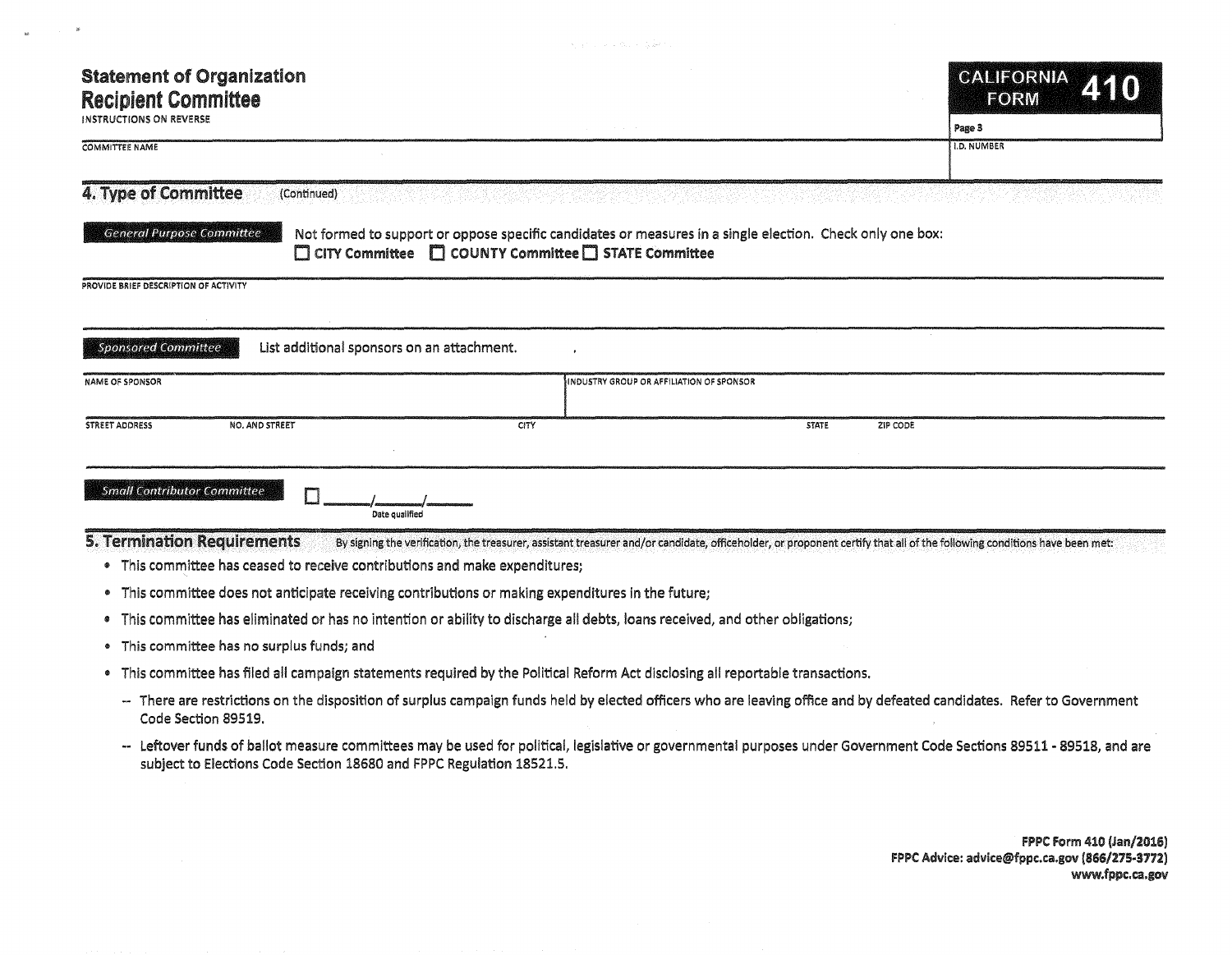# Statement of Organization
## Recipient Committee

INSTRUCTIONS ON REVERSE

**CALIFORNIA FORM 410**

Page 3

COMMITTEE NAME

I.D. NUMBER

## 4. Type of Committee (Continued)

**General Purpose Committee** Not formed to support or oppose specific candidates or measures in a single election. Check only one box:

☐ CITY Committee ☐ COUNTY Committee ☐ STATE Committee

PROVIDE BRIEF DESCRIPTION OF ACTIVITY

**Sponsored Committee** List additional sponsors on an attachment.

NAME OF SPONSOR

INDUSTRY GROUP OR AFFILIATION OF SPONSOR

STREET ADDRESS NO. AND STREET CITY STATE ZIP CODE

**Small Contributor Committee** ☐ ____/____/____ Date qualified

## 5. Termination Requirements

By signing the verification, the treasurer, assistant treasurer and/or candidate, officeholder, or proponent certify that all of the following conditions have been met:

- This committee has ceased to receive contributions and make expenditures;
- This committee does not anticipate receiving contributions or making expenditures in the future;
- This committee has eliminated or has no intention or ability to discharge all debts, loans received, and other obligations;
- This committee has no surplus funds; and
- This committee has filed all campaign statements required by the Political Reform Act disclosing all reportable transactions.
  - There are restrictions on the disposition of surplus campaign funds held by elected officers who are leaving office and by defeated candidates. Refer to Government Code Section 89519.
  - Leftover funds of ballot measure committees may be used for political, legislative or governmental purposes under Government Code Sections 89511 - 89518, and are subject to Elections Code Section 18680 and FPPC Regulation 18521.5.

FPPC Form 410 (Jan/2016)
FPPC Advice: advice@fppc.ca.gov (866/275-3772)
www.fppc.ca.gov